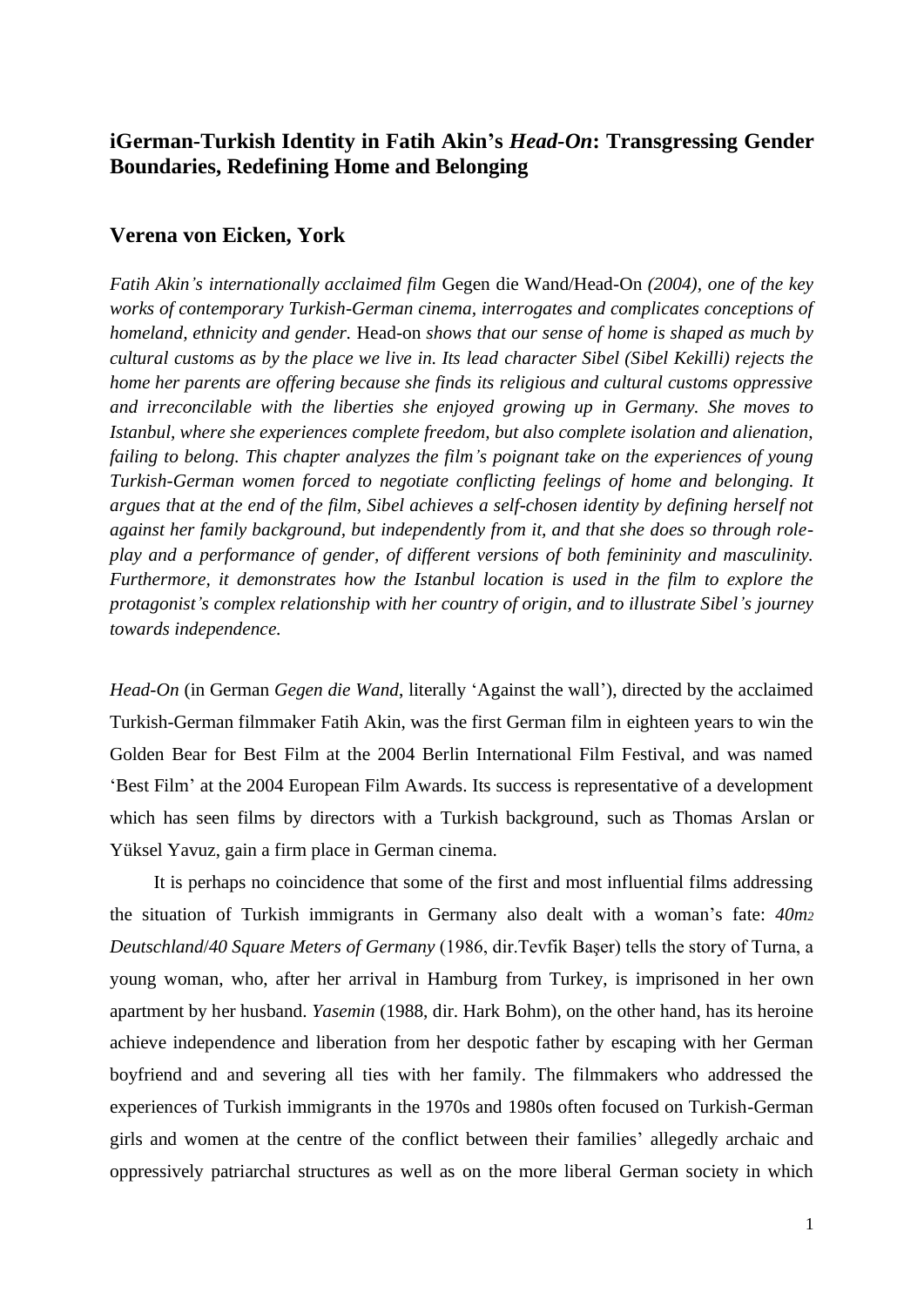# iGerman-Turkish Identity in Fatih Akin's *Head-On*: Transgressing Gender Boundaries, Redefining Home and Belonging

## Verena von Eicken, York

*Fatih Akin's internationally acclaimed film* Gegen die Wand/Head-On *(2004), one of the key works of contemporary Turkish-German cinema, interrogates and complicates conceptions of homeland, ethnicity and gender.* Head-on *shows that our sense of home is shaped as much by cultural customs as by the place we live in. Its lead character Sibel (Sibel Kekilli) rejects the home her parents are offering because she finds its religious and cultural customs oppressive and irreconcilable with the liberties she enjoyed growing up in Germany. She moves to Istanbul, where she experiences complete freedom, but also complete isolation and alienation, failing to belong. This chapter analyzes the film's poignant take on the experiences of young Turkish-German women forced to negotiate conflicting feelings of home and belonging. It argues that at the end of the film, Sibel achieves a self-chosen identity by defining herself not against her family background, but independently from it, and that she does so through role-play and a performance of gender, of different versions of both femininity and masculinity. Furthermore, it demonstrates how the Istanbul location is used in the film to explore the protagonist's complex relationship with her country of origin, and to illustrate Sibel's journey towards independence.*

*Head-On* (in German *Gegen die Wand*, literally 'Against the wall'), directed by the acclaimed Turkish-German filmmaker Fatih Akin, was the first German film in eighteen years to win the Golden Bear for Best Film at the 2004 Berlin International Film Festival, and was named 'Best Film' at the 2004 European Film Awards. Its success is representative of a development which has seen films by directors with a Turkish background, such as Thomas Arslan or Yüksel Yavuz, gain a firm place in German cinema.

It is perhaps no coincidence that some of the first and most influential films addressing the situation of Turkish immigrants in Germany also dealt with a woman's fate: *40m2 Deutschland*/*40 Square Meters of Germany* (1986, dir.Tevfik Başer) tells the story of Turna, a young woman, who, after her arrival in Hamburg from Turkey, is imprisoned in her own apartment by her husband. *Yasemin* (1988, dir. Hark Bohm), on the other hand, has its heroine achieve independence and liberation from her despotic father by escaping with her German boyfriend and and severing all ties with her family. The filmmakers who addressed the experiences of Turkish immigrants in the 1970s and 1980s often focused on Turkish-German girls and women at the centre of the conflict between their families' allegedly archaic and oppressively patriarchal structures as well as on the more liberal German society in which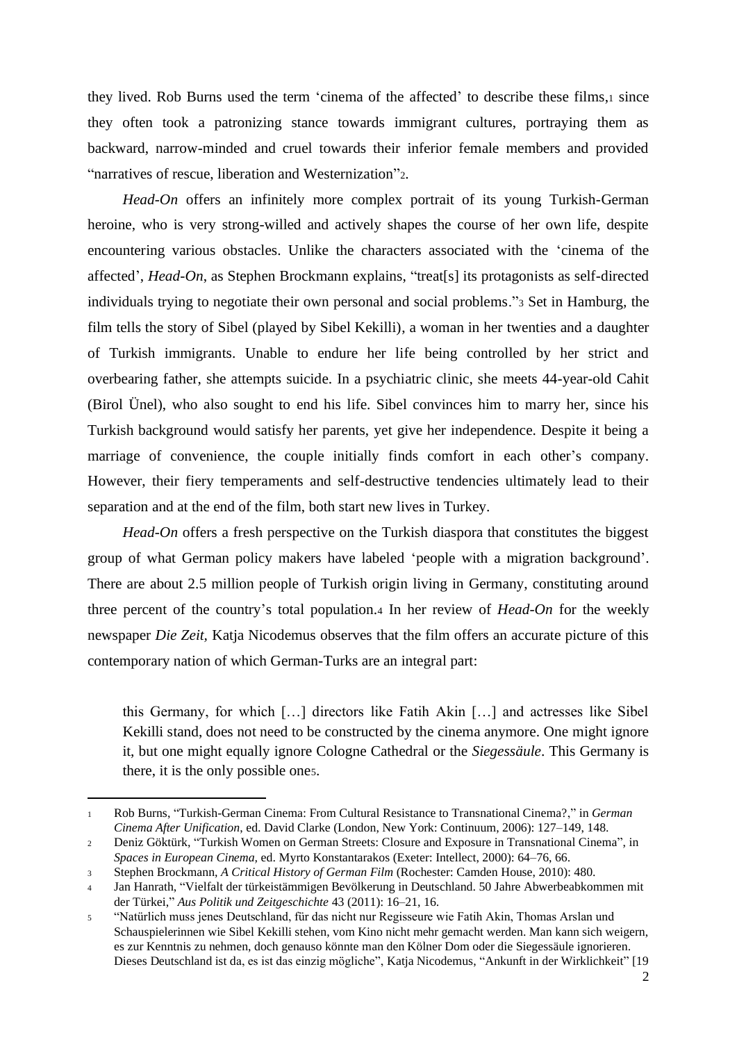they lived. Rob Burns used the term 'cinema of the affected' to describe these films,[1] since they often took a patronizing stance towards immigrant cultures, portraying them as backward, narrow-minded and cruel towards their inferior female members and provided "narratives of rescue, liberation and Westernization"[2].

*Head-On* offers an infinitely more complex portrait of its young Turkish-German heroine, who is very strong-willed and actively shapes the course of her own life, despite encountering various obstacles. Unlike the characters associated with the 'cinema of the affected', *Head-On*, as Stephen Brockmann explains, "treat[s] its protagonists as self-directed individuals trying to negotiate their own personal and social problems."[3] Set in Hamburg, the film tells the story of Sibel (played by Sibel Kekilli), a woman in her twenties and a daughter of Turkish immigrants. Unable to endure her life being controlled by her strict and overbearing father, she attempts suicide. In a psychiatric clinic, she meets 44-year-old Cahit (Birol Ünel), who also sought to end his life. Sibel convinces him to marry her, since his Turkish background would satisfy her parents, yet give her independence. Despite it being a marriage of convenience, the couple initially finds comfort in each other's company. However, their fiery temperaments and self-destructive tendencies ultimately lead to their separation and at the end of the film, both start new lives in Turkey.

*Head-On* offers a fresh perspective on the Turkish diaspora that constitutes the biggest group of what German policy makers have labeled 'people with a migration background'. There are about 2.5 million people of Turkish origin living in Germany, constituting around three percent of the country's total population.[4] In her review of *Head-On* for the weekly newspaper *Die Zeit*, Katja Nicodemus observes that the film offers an accurate picture of this contemporary nation of which German-Turks are an integral part:

> this Germany, for which […] directors like Fatih Akin […] and actresses like Sibel Kekilli stand, does not need to be constructed by the cinema anymore. One might ignore it, but one might equally ignore Cologne Cathedral or the *Siegessäule*. This Germany is there, it is the only possible one[5].

---

[1] Rob Burns, "Turkish-German Cinema: From Cultural Resistance to Transnational Cinema?," in *German Cinema After Unification*, ed. David Clarke (London, New York: Continuum, 2006): 127–149, 148.

[2] Deniz Göktürk, "Turkish Women on German Streets: Closure and Exposure in Transnational Cinema", in *Spaces in European Cinema,* ed. Myrto Konstantarakos (Exeter: Intellect, 2000): 64–76, 66.

[3] Stephen Brockmann, *A Critical History of German Film* (Rochester: Camden House, 2010): 480.

[4] Jan Hanrath, "Vielfalt der türkeistämmigen Bevölkerung in Deutschland. 50 Jahre Abwerbeabkommen mit der Türkei," *Aus Politik und Zeitgeschichte* 43 (2011): 16–21, 16.

[5] "Natürlich muss jenes Deutschland, für das nicht nur Regisseure wie Fatih Akin, Thomas Arslan und Schauspielerinnen wie Sibel Kekilli stehen, vom Kino nicht mehr gemacht werden. Man kann sich weigern, es zur Kenntnis zu nehmen, doch genauso könnte man den Kölner Dom oder die Siegessäule ignorieren. Dieses Deutschland ist da, es ist das einzig mögliche", Katja Nicodemus, "Ankunft in der Wirklichkeit" [19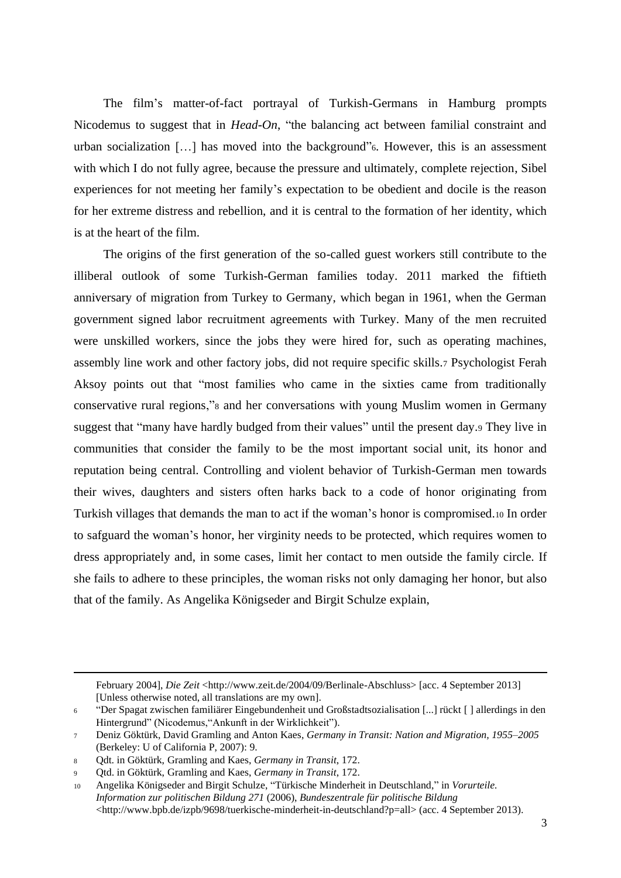The film's matter-of-fact portrayal of Turkish-Germans in Hamburg prompts Nicodemus to suggest that in *Head-On*, "the balancing act between familial constraint and urban socialization […] has moved into the background"[6]. However, this is an assessment with which I do not fully agree, because the pressure and ultimately, complete rejection, Sibel experiences for not meeting her family's expectation to be obedient and docile is the reason for her extreme distress and rebellion, and it is central to the formation of her identity, which is at the heart of the film.

The origins of the first generation of the so-called guest workers still contribute to the illiberal outlook of some Turkish-German families today. 2011 marked the fiftieth anniversary of migration from Turkey to Germany, which began in 1961, when the German government signed labor recruitment agreements with Turkey. Many of the men recruited were unskilled workers, since the jobs they were hired for, such as operating machines, assembly line work and other factory jobs, did not require specific skills.[7] Psychologist Ferah Aksoy points out that "most families who came in the sixties came from traditionally conservative rural regions,"[8] and her conversations with young Muslim women in Germany suggest that "many have hardly budged from their values" until the present day.[9] They live in communities that consider the family to be the most important social unit, its honor and reputation being central. Controlling and violent behavior of Turkish-German men towards their wives, daughters and sisters often harks back to a code of honor originating from Turkish villages that demands the man to act if the woman's honor is compromised.[10] In order to safguard the woman's honor, her virginity needs to be protected, which requires women to dress appropriately and, in some cases, limit her contact to men outside the family circle. If she fails to adhere to these principles, the woman risks not only damaging her honor, but also that of the family. As Angelika Königseder and Birgit Schulze explain,

---

February 2004], *Die Zeit* <http://www.zeit.de/2004/09/Berlinale-Abschluss> [acc. 4 September 2013] [Unless otherwise noted, all translations are my own].

[6] "Der Spagat zwischen familiärer Eingebundenheit und Großstadtsozialisation [...] rückt [ ] allerdings in den Hintergrund" (Nicodemus,"Ankunft in der Wirklichkeit").

[7] Deniz Göktürk, David Gramling and Anton Kaes, *Germany in Transit: Nation and Migration, 1955–2005* (Berkeley: U of California P, 2007): 9.

[8] Qdt. in Göktürk, Gramling and Kaes, *Germany in Transit*, 172.

[9] Qtd. in Göktürk, Gramling and Kaes, *Germany in Transit*, 172.

[10] Angelika Königseder and Birgit Schulze, "Türkische Minderheit in Deutschland," in *Vorurteile. Information zur politischen Bildung 271* (2006), *Bundeszentrale für politische Bildung* <http://www.bpb.de/izpb/9698/tuerkische-minderheit-in-deutschland?p=all> (acc. 4 September 2013).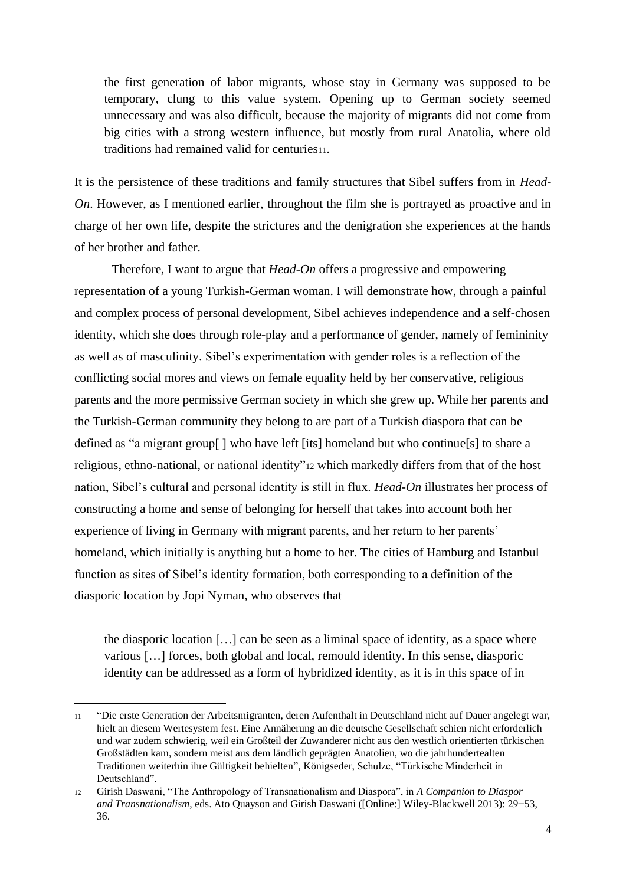> the first generation of labor migrants, whose stay in Germany was supposed to be temporary, clung to this value system. Opening up to German society seemed unnecessary and was also difficult, because the majority of migrants did not come from big cities with a strong western influence, but mostly from rural Anatolia, where old traditions had remained valid for centuries[11].

It is the persistence of these traditions and family structures that Sibel suffers from in *Head-On*. However, as I mentioned earlier, throughout the film she is portrayed as proactive and in charge of her own life, despite the strictures and the denigration she experiences at the hands of her brother and father.

Therefore, I want to argue that *Head-On* offers a progressive and empowering representation of a young Turkish-German woman. I will demonstrate how, through a painful and complex process of personal development, Sibel achieves independence and a self-chosen identity, which she does through role-play and a performance of gender, namely of femininity as well as of masculinity. Sibel's experimentation with gender roles is a reflection of the conflicting social mores and views on female equality held by her conservative, religious parents and the more permissive German society in which she grew up. While her parents and the Turkish-German community they belong to are part of a Turkish diaspora that can be defined as "a migrant group[ ] who have left [its] homeland but who continue[s] to share a religious, ethno-national, or national identity"[12] which markedly differs from that of the host nation, Sibel's cultural and personal identity is still in flux. *Head-On* illustrates her process of constructing a home and sense of belonging for herself that takes into account both her experience of living in Germany with migrant parents, and her return to her parents' homeland, which initially is anything but a home to her. The cities of Hamburg and Istanbul function as sites of Sibel's identity formation, both corresponding to a definition of the diasporic location by Jopi Nyman, who observes that

> the diasporic location […] can be seen as a liminal space of identity, as a space where various […] forces, both global and local, remould identity. In this sense, diasporic identity can be addressed as a form of hybridized identity, as it is in this space of in

---

[11] "Die erste Generation der Arbeitsmigranten, deren Aufenthalt in Deutschland nicht auf Dauer angelegt war, hielt an diesem Wertesystem fest. Eine Annäherung an die deutsche Gesellschaft schien nicht erforderlich und war zudem schwierig, weil ein Großteil der Zuwanderer nicht aus den westlich orientierten türkischen Großstädten kam, sondern meist aus dem ländlich geprägten Anatolien, wo die jahrhundertealten Traditionen weiterhin ihre Gültigkeit behielten", Königseder, Schulze, "Türkische Minderheit in Deutschland".

[12] Girish Daswani, "The Anthropology of Transnationalism and Diaspora", in *A Companion to Diaspor and Transnationalism*, eds. Ato Quayson and Girish Daswani ([Online:] Wiley-Blackwell 2013): 29−53, 36.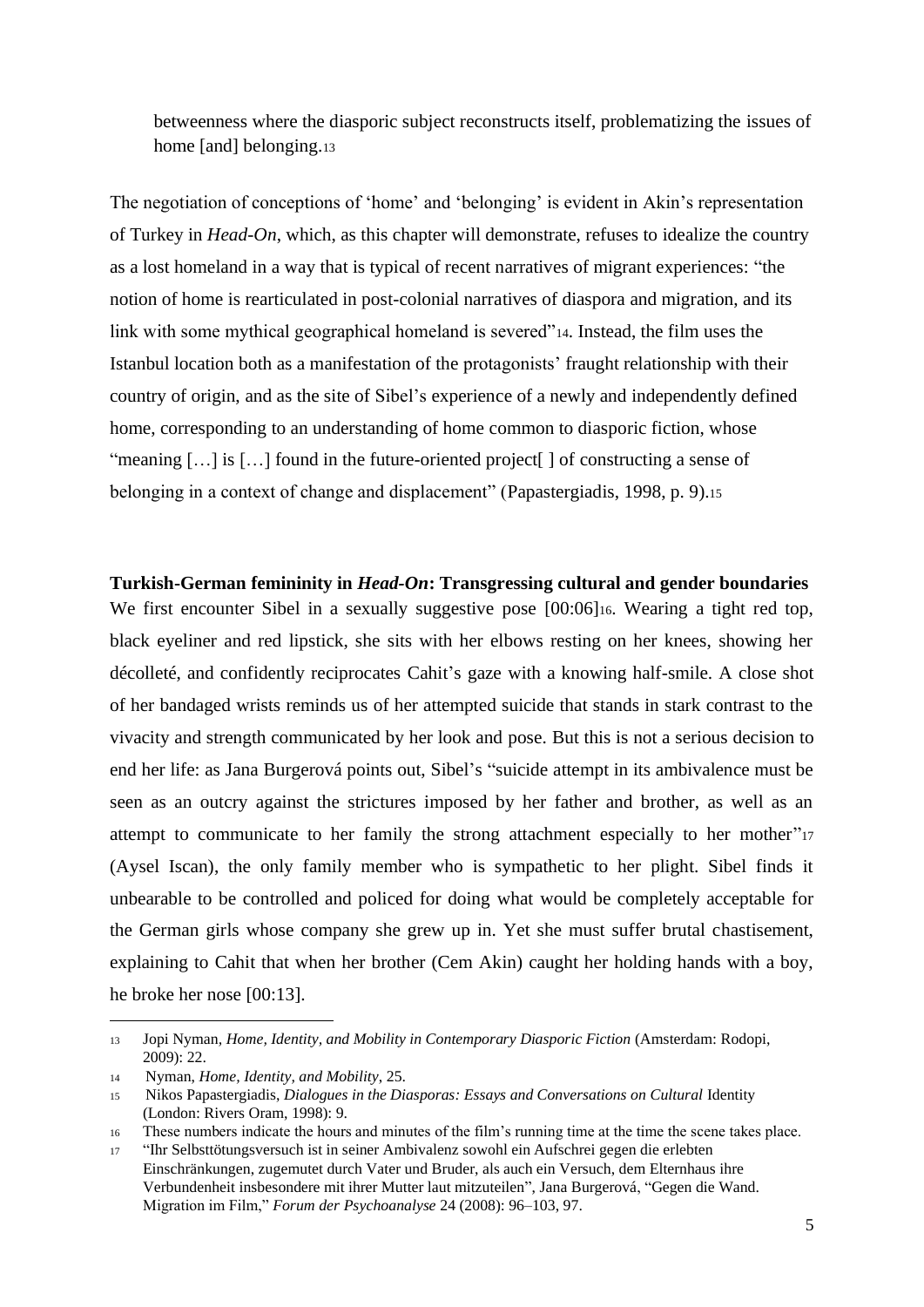> betweenness where the diasporic subject reconstructs itself, problematizing the issues of home [and] belonging.[13]

The negotiation of conceptions of 'home' and 'belonging' is evident in Akin's representation of Turkey in *Head-On*, which, as this chapter will demonstrate, refuses to idealize the country as a lost homeland in a way that is typical of recent narratives of migrant experiences: "the notion of home is rearticulated in post-colonial narratives of diaspora and migration, and its link with some mythical geographical homeland is severed"[14]. Instead, the film uses the Istanbul location both as a manifestation of the protagonists' fraught relationship with their country of origin, and as the site of Sibel's experience of a newly and independently defined home, corresponding to an understanding of home common to diasporic fiction, whose "meaning […] is […] found in the future-oriented project[ ] of constructing a sense of belonging in a context of change and displacement" (Papastergiadis, 1998, p. 9).[15]

**Turkish-German femininity in *Head-On*: Transgressing cultural and gender boundaries**

We first encounter Sibel in a sexually suggestive pose [00:06][16]. Wearing a tight red top, black eyeliner and red lipstick, she sits with her elbows resting on her knees, showing her décolleté, and confidently reciprocates Cahit's gaze with a knowing half-smile. A close shot of her bandaged wrists reminds us of her attempted suicide that stands in stark contrast to the vivacity and strength communicated by her look and pose. But this is not a serious decision to end her life: as Jana Burgerová points out, Sibel's "suicide attempt in its ambivalence must be seen as an outcry against the strictures imposed by her father and brother, as well as an attempt to communicate to her family the strong attachment especially to her mother"[17] (Aysel Iscan), the only family member who is sympathetic to her plight. Sibel finds it unbearable to be controlled and policed for doing what would be completely acceptable for the German girls whose company she grew up in. Yet she must suffer brutal chastisement, explaining to Cahit that when her brother (Cem Akin) caught her holding hands with a boy, he broke her nose [00:13].

---

[13] Jopi Nyman, *Home, Identity, and Mobility in Contemporary Diasporic Fiction* (Amsterdam: Rodopi, 2009): 22.

[14] Nyman, *Home, Identity, and Mobility*, 25.

[15] Nikos Papastergiadis, *Dialogues in the Diasporas: Essays and Conversations on Cultural* Identity (London: Rivers Oram, 1998): 9.

[16] These numbers indicate the hours and minutes of the film's running time at the time the scene takes place.

[17] "Ihr Selbsttötungsversuch ist in seiner Ambivalenz sowohl ein Aufschrei gegen die erlebten Einschränkungen, zugemutet durch Vater und Bruder, als auch ein Versuch, dem Elternhaus ihre Verbundenheit insbesondere mit ihrer Mutter laut mitzuteilen", Jana Burgerová, "Gegen die Wand. Migration im Film," *Forum der Psychoanalyse* 24 (2008): 96–103, 97.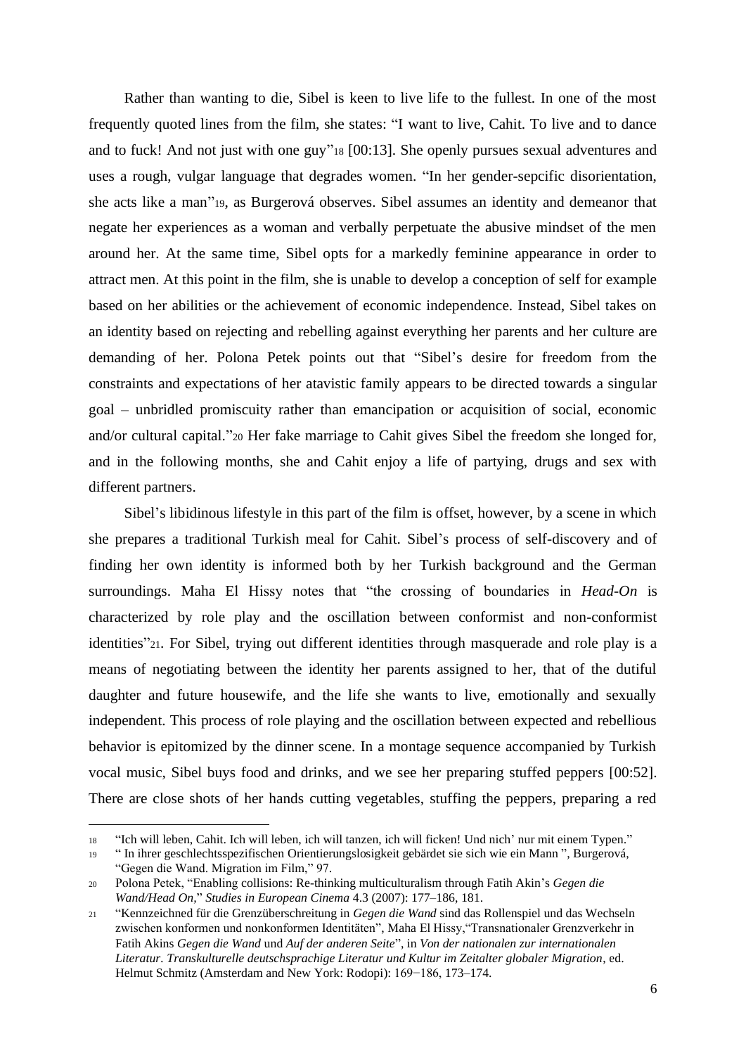Rather than wanting to die, Sibel is keen to live life to the fullest. In one of the most frequently quoted lines from the film, she states: "I want to live, Cahit. To live and to dance and to fuck! And not just with one guy"[18] [00:13]. She openly pursues sexual adventures and uses a rough, vulgar language that degrades women. "In her gender-sepcific disorientation, she acts like a man"[19], as Burgerová observes. Sibel assumes an identity and demeanor that negate her experiences as a woman and verbally perpetuate the abusive mindset of the men around her. At the same time, Sibel opts for a markedly feminine appearance in order to attract men. At this point in the film, she is unable to develop a conception of self for example based on her abilities or the achievement of economic independence. Instead, Sibel takes on an identity based on rejecting and rebelling against everything her parents and her culture are demanding of her. Polona Petek points out that "Sibel's desire for freedom from the constraints and expectations of her atavistic family appears to be directed towards a singular goal – unbridled promiscuity rather than emancipation or acquisition of social, economic and/or cultural capital."[20] Her fake marriage to Cahit gives Sibel the freedom she longed for, and in the following months, she and Cahit enjoy a life of partying, drugs and sex with different partners.

Sibel's libidinous lifestyle in this part of the film is offset, however, by a scene in which she prepares a traditional Turkish meal for Cahit. Sibel's process of self-discovery and of finding her own identity is informed both by her Turkish background and the German surroundings. Maha El Hissy notes that "the crossing of boundaries in *Head-On* is characterized by role play and the oscillation between conformist and non-conformist identities"[21]. For Sibel, trying out different identities through masquerade and role play is a means of negotiating between the identity her parents assigned to her, that of the dutiful daughter and future housewife, and the life she wants to live, emotionally and sexually independent. This process of role playing and the oscillation between expected and rebellious behavior is epitomized by the dinner scene. In a montage sequence accompanied by Turkish vocal music, Sibel buys food and drinks, and we see her preparing stuffed peppers [00:52]. There are close shots of her hands cutting vegetables, stuffing the peppers, preparing a red

---

[18] "Ich will leben, Cahit. Ich will leben, ich will tanzen, ich will ficken! Und nich' nur mit einem Typen."

[19] " In ihrer geschlechtsspezifischen Orientierungslosigkeit gebärdet sie sich wie ein Mann ", Burgerová, "Gegen die Wand. Migration im Film," 97.

[20] Polona Petek, "Enabling collisions: Re-thinking multiculturalism through Fatih Akin's *Gegen die Wand/Head On*," *Studies in European Cinema* 4.3 (2007): 177–186, 181.

[21] "Kennzeichned für die Grenzüberschreitung in *Gegen die Wand* sind das Rollenspiel und das Wechseln zwischen konformen und nonkonformen Identitäten", Maha El Hissy,"Transnationaler Grenzverkehr in Fatih Akins *Gegen die Wand* und *Auf der anderen Seite*", in *Von der nationalen zur internationalen Literatur. Transkulturelle deutschsprachige Literatur und Kultur im Zeitalter globaler Migration*, ed. Helmut Schmitz (Amsterdam and New York: Rodopi): 169−186, 173–174.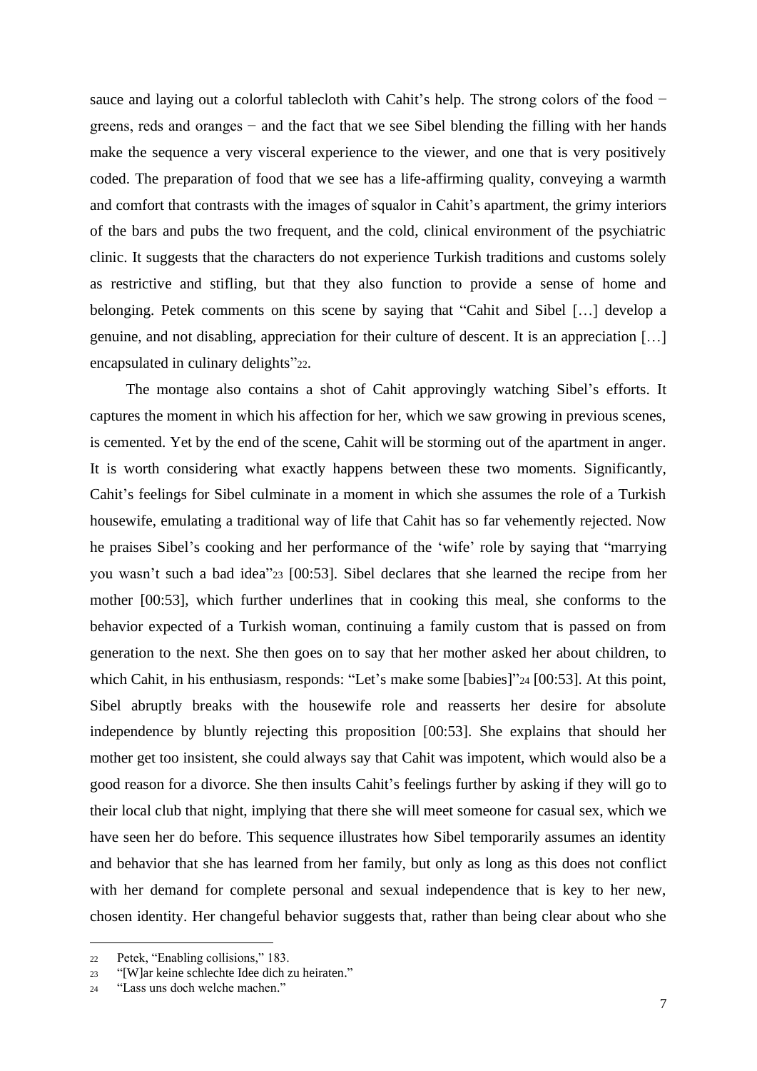sauce and laying out a colorful tablecloth with Cahit's help. The strong colors of the food − greens, reds and oranges − and the fact that we see Sibel blending the filling with her hands make the sequence a very visceral experience to the viewer, and one that is very positively coded. The preparation of food that we see has a life-affirming quality, conveying a warmth and comfort that contrasts with the images of squalor in Cahit's apartment, the grimy interiors of the bars and pubs the two frequent, and the cold, clinical environment of the psychiatric clinic. It suggests that the characters do not experience Turkish traditions and customs solely as restrictive and stifling, but that they also function to provide a sense of home and belonging. Petek comments on this scene by saying that "Cahit and Sibel […] develop a genuine, and not disabling, appreciation for their culture of descent. It is an appreciation […] encapsulated in culinary delights"[22].

The montage also contains a shot of Cahit approvingly watching Sibel's efforts. It captures the moment in which his affection for her, which we saw growing in previous scenes, is cemented. Yet by the end of the scene, Cahit will be storming out of the apartment in anger. It is worth considering what exactly happens between these two moments. Significantly, Cahit's feelings for Sibel culminate in a moment in which she assumes the role of a Turkish housewife, emulating a traditional way of life that Cahit has so far vehemently rejected. Now he praises Sibel's cooking and her performance of the 'wife' role by saying that "marrying you wasn't such a bad idea"[23] [00:53]. Sibel declares that she learned the recipe from her mother [00:53], which further underlines that in cooking this meal, she conforms to the behavior expected of a Turkish woman, continuing a family custom that is passed on from generation to the next. She then goes on to say that her mother asked her about children, to which Cahit, in his enthusiasm, responds: "Let's make some [babies]"[24] [00:53]. At this point, Sibel abruptly breaks with the housewife role and reasserts her desire for absolute independence by bluntly rejecting this proposition [00:53]. She explains that should her mother get too insistent, she could always say that Cahit was impotent, which would also be a good reason for a divorce. She then insults Cahit's feelings further by asking if they will go to their local club that night, implying that there she will meet someone for casual sex, which we have seen her do before. This sequence illustrates how Sibel temporarily assumes an identity and behavior that she has learned from her family, but only as long as this does not conflict with her demand for complete personal and sexual independence that is key to her new, chosen identity. Her changeful behavior suggests that, rather than being clear about who she

---

[22] Petek, "Enabling collisions," 183.

[23] "[W]ar keine schlechte Idee dich zu heiraten."

[24] "Lass uns doch welche machen."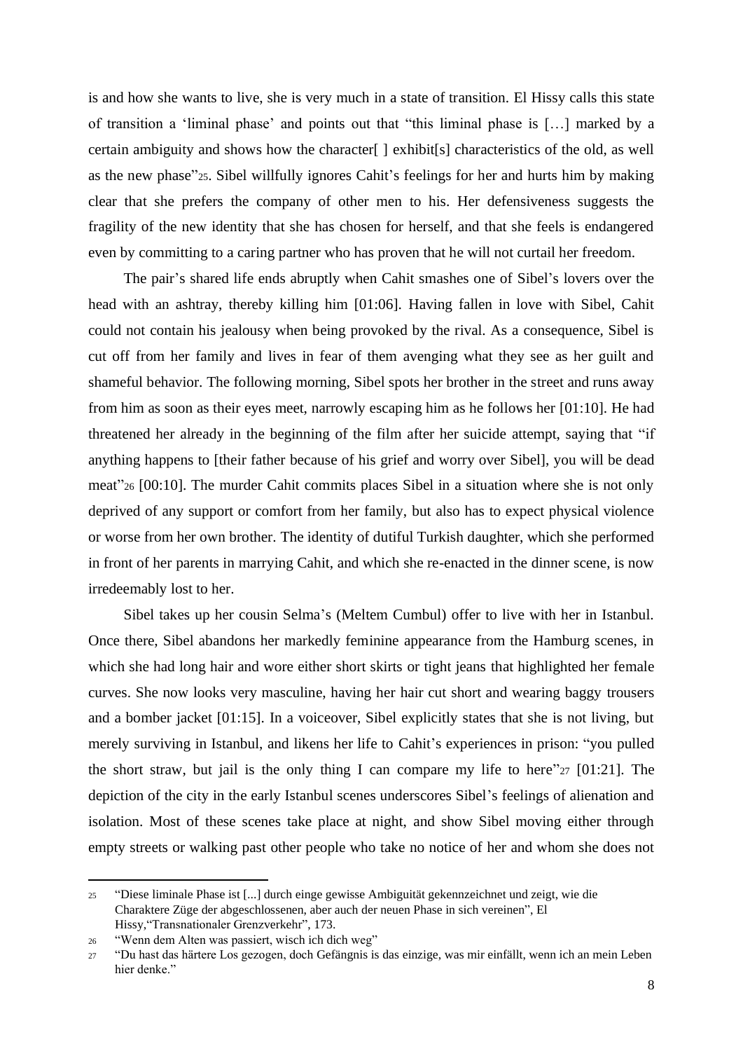is and how she wants to live, she is very much in a state of transition. El Hissy calls this state of transition a 'liminal phase' and points out that "this liminal phase is […] marked by a certain ambiguity and shows how the character[ ] exhibit[s] characteristics of the old, as well as the new phase"[25]. Sibel willfully ignores Cahit's feelings for her and hurts him by making clear that she prefers the company of other men to his. Her defensiveness suggests the fragility of the new identity that she has chosen for herself, and that she feels is endangered even by committing to a caring partner who has proven that he will not curtail her freedom.

The pair's shared life ends abruptly when Cahit smashes one of Sibel's lovers over the head with an ashtray, thereby killing him [01:06]. Having fallen in love with Sibel, Cahit could not contain his jealousy when being provoked by the rival. As a consequence, Sibel is cut off from her family and lives in fear of them avenging what they see as her guilt and shameful behavior. The following morning, Sibel spots her brother in the street and runs away from him as soon as their eyes meet, narrowly escaping him as he follows her [01:10]. He had threatened her already in the beginning of the film after her suicide attempt, saying that "if anything happens to [their father because of his grief and worry over Sibel], you will be dead meat"[26] [00:10]. The murder Cahit commits places Sibel in a situation where she is not only deprived of any support or comfort from her family, but also has to expect physical violence or worse from her own brother. The identity of dutiful Turkish daughter, which she performed in front of her parents in marrying Cahit, and which she re-enacted in the dinner scene, is now irredeemably lost to her.

Sibel takes up her cousin Selma's (Meltem Cumbul) offer to live with her in Istanbul. Once there, Sibel abandons her markedly feminine appearance from the Hamburg scenes, in which she had long hair and wore either short skirts or tight jeans that highlighted her female curves. She now looks very masculine, having her hair cut short and wearing baggy trousers and a bomber jacket [01:15]. In a voiceover, Sibel explicitly states that she is not living, but merely surviving in Istanbul, and likens her life to Cahit's experiences in prison: "you pulled the short straw, but jail is the only thing I can compare my life to here"[27] [01:21]. The depiction of the city in the early Istanbul scenes underscores Sibel's feelings of alienation and isolation. Most of these scenes take place at night, and show Sibel moving either through empty streets or walking past other people who take no notice of her and whom she does not

---

[25] "Diese liminale Phase ist [...] durch einge gewisse Ambiguität gekennzeichnet und zeigt, wie die Charaktere Züge der abgeschlossenen, aber auch der neuen Phase in sich vereinen", El Hissy,"Transnationaler Grenzverkehr", 173.

[26] "Wenn dem Alten was passiert, wisch ich dich weg"

[27] "Du hast das härtere Los gezogen, doch Gefängnis is das einzige, was mir einfällt, wenn ich an mein Leben hier denke."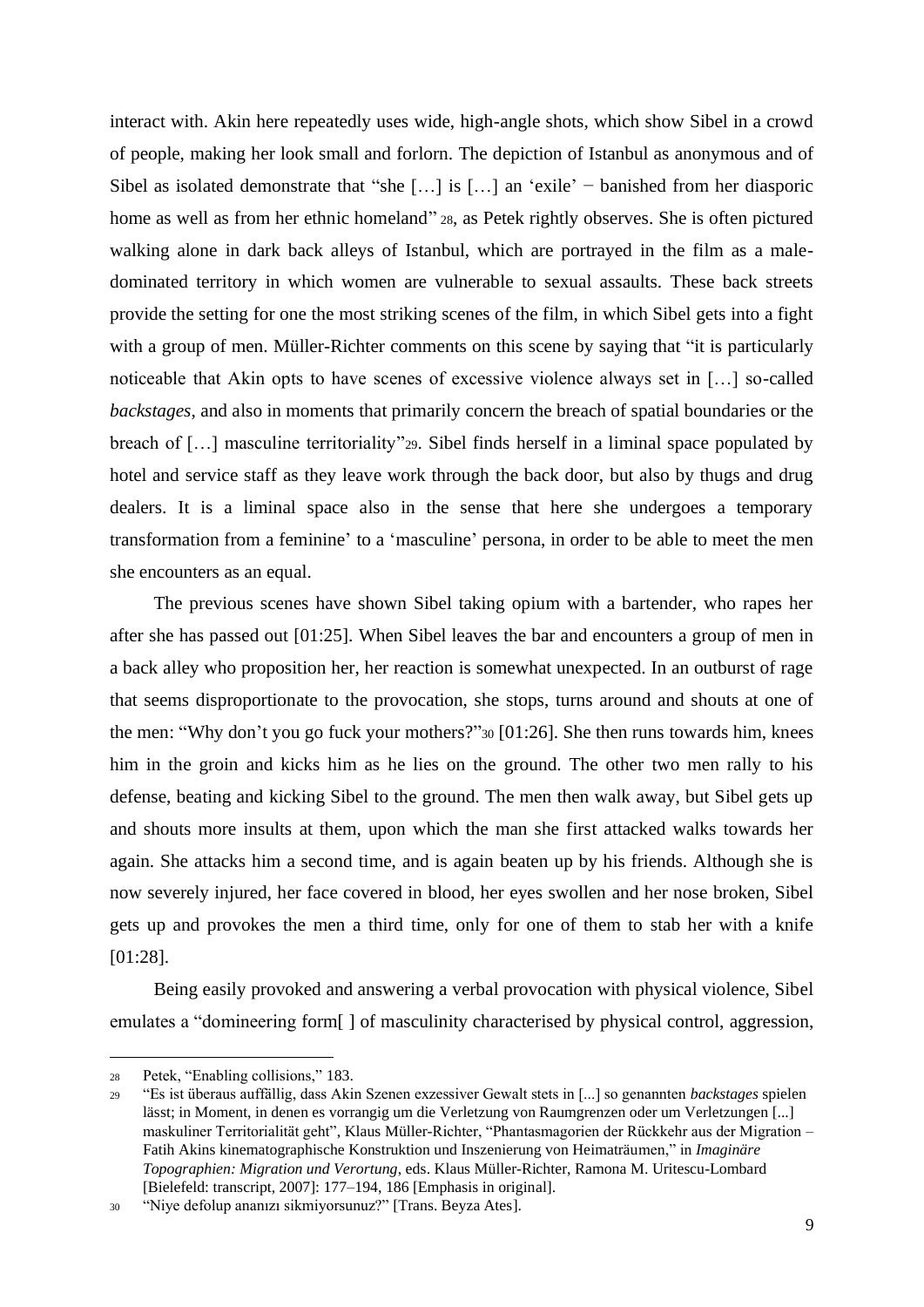interact with. Akin here repeatedly uses wide, high-angle shots, which show Sibel in a crowd of people, making her look small and forlorn. The depiction of Istanbul as anonymous and of Sibel as isolated demonstrate that "she […] is […] an 'exile' − banished from her diasporic home as well as from her ethnic homeland" [28], as Petek rightly observes. She is often pictured walking alone in dark back alleys of Istanbul, which are portrayed in the film as a male-dominated territory in which women are vulnerable to sexual assaults. These back streets provide the setting for one the most striking scenes of the film, in which Sibel gets into a fight with a group of men. Müller-Richter comments on this scene by saying that "it is particularly noticeable that Akin opts to have scenes of excessive violence always set in […] so-called *backstages*, and also in moments that primarily concern the breach of spatial boundaries or the breach of […] masculine territoriality"[29]. Sibel finds herself in a liminal space populated by hotel and service staff as they leave work through the back door, but also by thugs and drug dealers. It is a liminal space also in the sense that here she undergoes a temporary transformation from a feminine' to a 'masculine' persona, in order to be able to meet the men she encounters as an equal.

The previous scenes have shown Sibel taking opium with a bartender, who rapes her after she has passed out [01:25]. When Sibel leaves the bar and encounters a group of men in a back alley who proposition her, her reaction is somewhat unexpected. In an outburst of rage that seems disproportionate to the provocation, she stops, turns around and shouts at one of the men: "Why don't you go fuck your mothers?"[30] [01:26]. She then runs towards him, knees him in the groin and kicks him as he lies on the ground. The other two men rally to his defense, beating and kicking Sibel to the ground. The men then walk away, but Sibel gets up and shouts more insults at them, upon which the man she first attacked walks towards her again. She attacks him a second time, and is again beaten up by his friends. Although she is now severely injured, her face covered in blood, her eyes swollen and her nose broken, Sibel gets up and provokes the men a third time, only for one of them to stab her with a knife [01:28].

Being easily provoked and answering a verbal provocation with physical violence, Sibel emulates a "domineering form[ ] of masculinity characterised by physical control, aggression,

---

[28] Petek, "Enabling collisions," 183.

[29] "Es ist überaus auffällig, dass Akin Szenen exzessiver Gewalt stets in [...] so genannten *backstages* spielen lässt; in Moment, in denen es vorrangig um die Verletzung von Raumgrenzen oder um Verletzungen [...] maskuliner Territorialität geht", Klaus Müller-Richter, "Phantasmagorien der Rückkehr aus der Migration – Fatih Akins kinematographische Konstruktion und Inszenierung von Heimaträumen," in *Imaginäre Topographien: Migration und Verortung*, eds. Klaus Müller-Richter, Ramona M. Uritescu-Lombard [Bielefeld: transcript, 2007]: 177–194, 186 [Emphasis in original].

[30] "Niye defolup ananızı sikmiyorsunuz?" [Trans. Beyza Ates].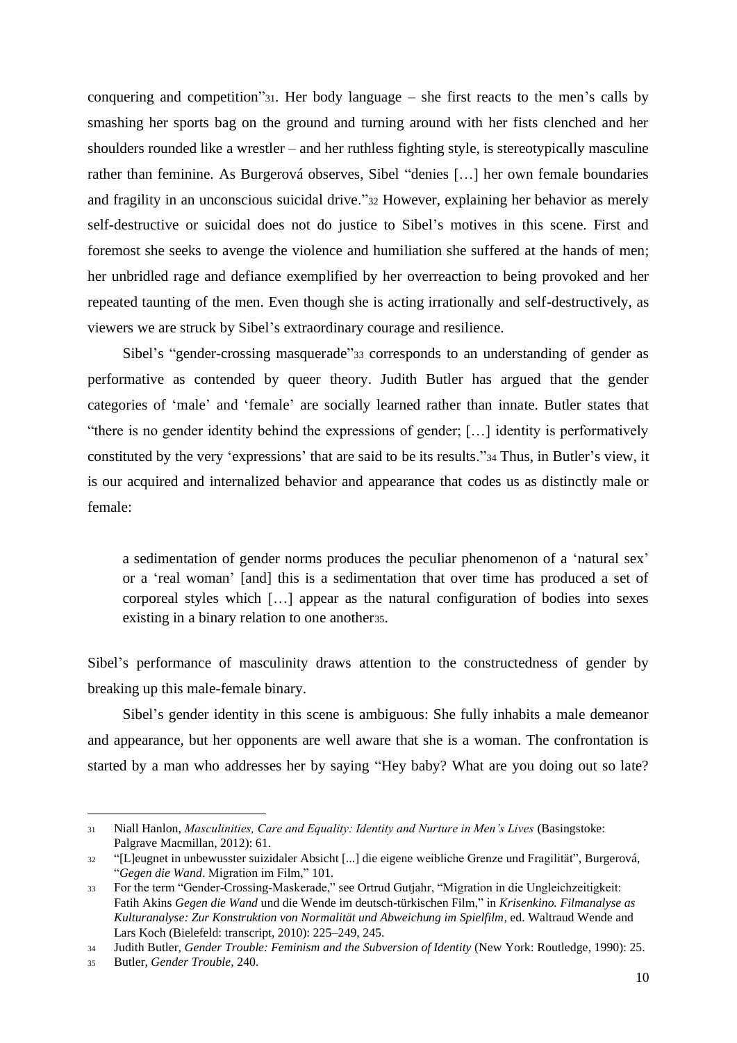conquering and competition"[31]. Her body language – she first reacts to the men's calls by smashing her sports bag on the ground and turning around with her fists clenched and her shoulders rounded like a wrestler – and her ruthless fighting style, is stereotypically masculine rather than feminine. As Burgerová observes, Sibel "denies […] her own female boundaries and fragility in an unconscious suicidal drive."[32] However, explaining her behavior as merely self-destructive or suicidal does not do justice to Sibel's motives in this scene. First and foremost she seeks to avenge the violence and humiliation she suffered at the hands of men; her unbridled rage and defiance exemplified by her overreaction to being provoked and her repeated taunting of the men. Even though she is acting irrationally and self-destructively, as viewers we are struck by Sibel's extraordinary courage and resilience.

Sibel's "gender-crossing masquerade"[33] corresponds to an understanding of gender as performative as contended by queer theory. Judith Butler has argued that the gender categories of 'male' and 'female' are socially learned rather than innate. Butler states that "there is no gender identity behind the expressions of gender; […] identity is performatively constituted by the very 'expressions' that are said to be its results."[34] Thus, in Butler's view, it is our acquired and internalized behavior and appearance that codes us as distinctly male or female:

> a sedimentation of gender norms produces the peculiar phenomenon of a 'natural sex' or a 'real woman' [and] this is a sedimentation that over time has produced a set of corporeal styles which […] appear as the natural configuration of bodies into sexes existing in a binary relation to one another[35].

Sibel's performance of masculinity draws attention to the constructedness of gender by breaking up this male-female binary.

Sibel's gender identity in this scene is ambiguous: She fully inhabits a male demeanor and appearance, but her opponents are well aware that she is a woman. The confrontation is started by a man who addresses her by saying "Hey baby? What are you doing out so late?

---

[31] Niall Hanlon, *Masculinities, Care and Equality: Identity and Nurture in Men's Lives* (Basingstoke: Palgrave Macmillan, 2012): 61.

[32] "[L]eugnet in unbewusster suizidaler Absicht [...] die eigene weibliche Grenze und Fragilität", Burgerová, "*Gegen die Wand*. Migration im Film," 101.

[33] For the term "Gender-Crossing-Maskerade," see Ortrud Gutjahr, "Migration in die Ungleichzeitigkeit: Fatih Akins *Gegen die Wand* und die Wende im deutsch-türkischen Film," in *Krisenkino. Filmanalyse as Kulturanalyse: Zur Konstruktion von Normalität und Abweichung im Spielfilm*, ed. Waltraud Wende and Lars Koch (Bielefeld: transcript, 2010): 225–249, 245.

[34] Judith Butler, *Gender Trouble: Feminism and the Subversion of Identity* (New York: Routledge, 1990): 25.

[35] Butler, *Gender Trouble*, 240.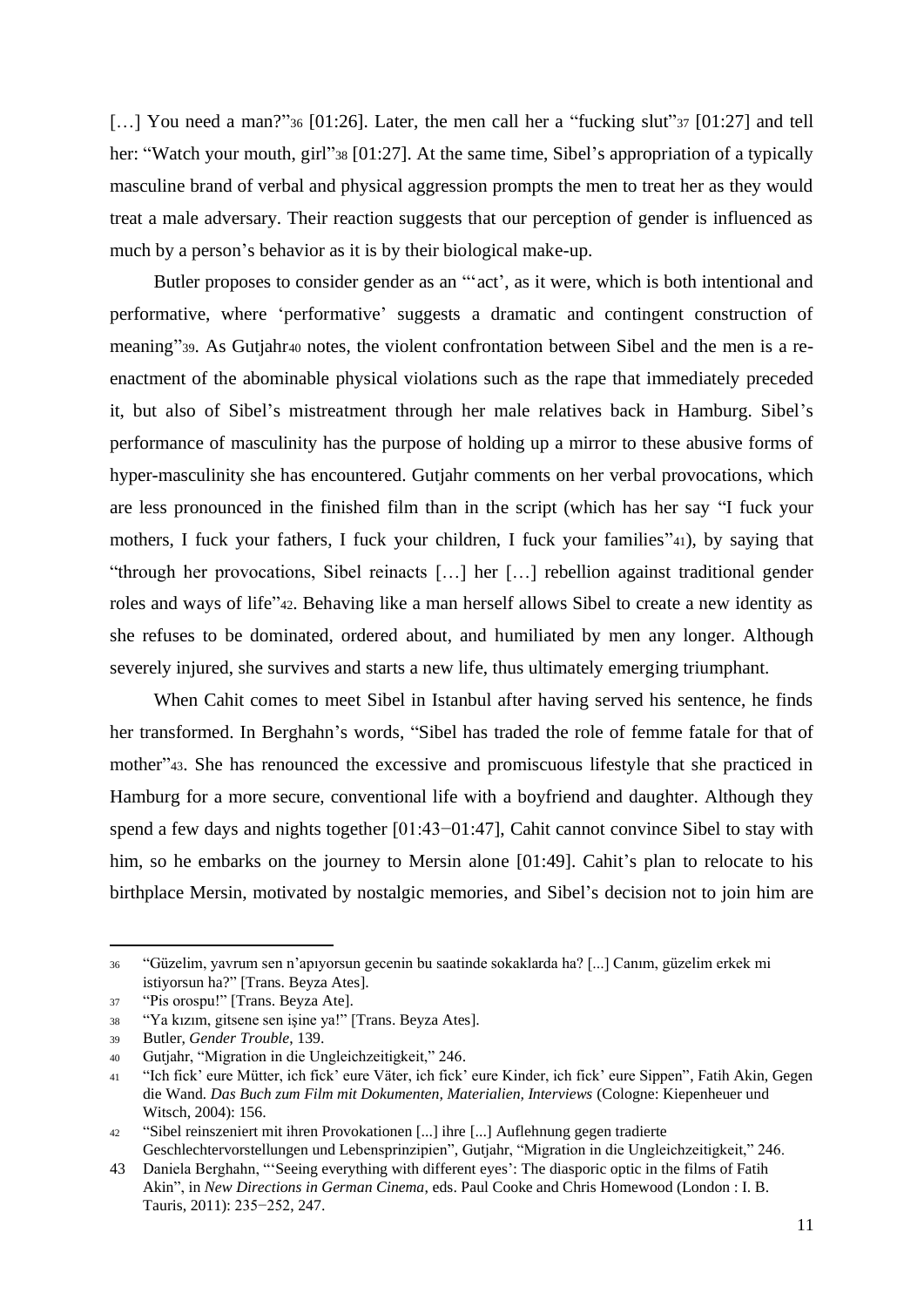[…] You need a man?"[36] [01:26]. Later, the men call her a "fucking slut"[37] [01:27] and tell her: "Watch your mouth, girl"[38] [01:27]. At the same time, Sibel's appropriation of a typically masculine brand of verbal and physical aggression prompts the men to treat her as they would treat a male adversary. Their reaction suggests that our perception of gender is influenced as much by a person's behavior as it is by their biological make-up.

Butler proposes to consider gender as an "'act', as it were, which is both intentional and performative, where 'performative' suggests a dramatic and contingent construction of meaning"[39]. As Gutjahr[40] notes, the violent confrontation between Sibel and the men is a re-enactment of the abominable physical violations such as the rape that immediately preceded it, but also of Sibel's mistreatment through her male relatives back in Hamburg. Sibel's performance of masculinity has the purpose of holding up a mirror to these abusive forms of hyper-masculinity she has encountered. Gutjahr comments on her verbal provocations, which are less pronounced in the finished film than in the script (which has her say "I fuck your mothers, I fuck your fathers, I fuck your children, I fuck your families"[41]), by saying that "through her provocations, Sibel reinacts […] her […] rebellion against traditional gender roles and ways of life"[42]. Behaving like a man herself allows Sibel to create a new identity as she refuses to be dominated, ordered about, and humiliated by men any longer. Although severely injured, she survives and starts a new life, thus ultimately emerging triumphant.

When Cahit comes to meet Sibel in Istanbul after having served his sentence, he finds her transformed. In Berghahn's words, "Sibel has traded the role of femme fatale for that of mother"[43]. She has renounced the excessive and promiscuous lifestyle that she practiced in Hamburg for a more secure, conventional life with a boyfriend and daughter. Although they spend a few days and nights together [01:43−01:47], Cahit cannot convince Sibel to stay with him, so he embarks on the journey to Mersin alone [01:49]. Cahit's plan to relocate to his birthplace Mersin, motivated by nostalgic memories, and Sibel's decision not to join him are

---

[36] "Güzelim, yavrum sen n'apıyorsun gecenin bu saatinde sokaklarda ha? [...] Canım, güzelim erkek mi istiyorsun ha?" [Trans. Beyza Ates].

[37] "Pis orospu!" [Trans. Beyza Ate].

[38] "Ya kızım, gitsene sen işine ya!" [Trans. Beyza Ates].

[39] Butler, *Gender Trouble*, 139.

[40] Gutjahr, "Migration in die Ungleichzeitigkeit," 246.

[41] "Ich fick' eure Mütter, ich fick' eure Väter, ich fick' eure Kinder, ich fick' eure Sippen", Fatih Akin, Gegen die Wand. *Das Buch zum Film mit Dokumenten, Materialien, Interviews* (Cologne: Kiepenheuer und Witsch, 2004): 156.

[42] "Sibel reinszeniert mit ihren Provokationen [...] ihre [...] Auflehnung gegen tradierte Geschlechtervorstellungen und Lebensprinzipien", Gutjahr, "Migration in die Ungleichzeitigkeit," 246.

[43] Daniela Berghahn, "'Seeing everything with different eyes': The diasporic optic in the films of Fatih Akin", in *New Directions in German Cinema*, eds. Paul Cooke and Chris Homewood (London : I. B. Tauris, 2011): 235−252, 247.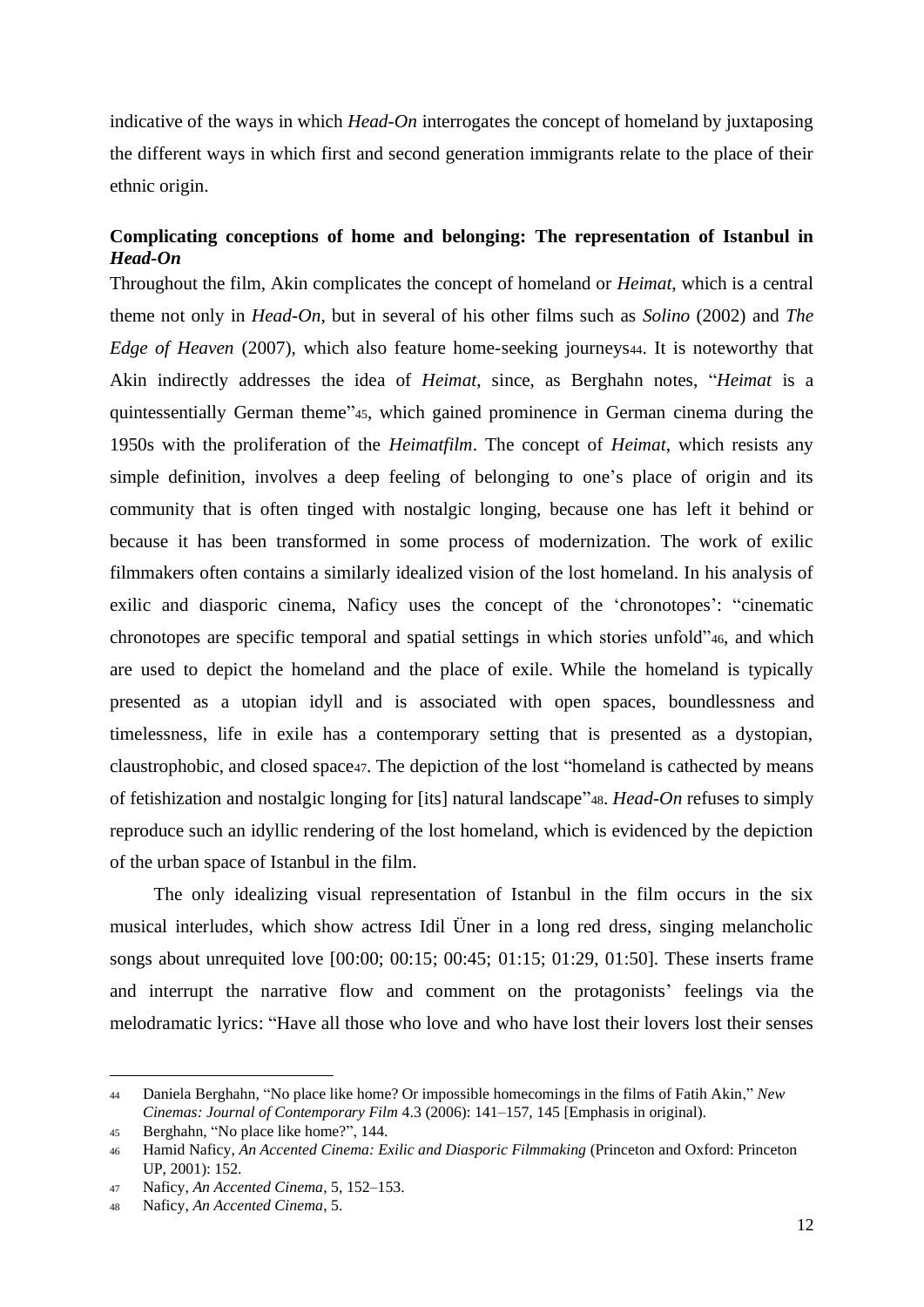indicative of the ways in which *Head-On* interrogates the concept of homeland by juxtaposing the different ways in which first and second generation immigrants relate to the place of their ethnic origin.

### Complicating conceptions of home and belonging: The representation of Istanbul in *Head-On*

Throughout the film, Akin complicates the concept of homeland or *Heimat*, which is a central theme not only in *Head-On*, but in several of his other films such as *Solino* (2002) and *The Edge of Heaven* (2007), which also feature home-seeking journeys[44]. It is noteworthy that Akin indirectly addresses the idea of *Heimat*, since, as Berghahn notes, "*Heimat* is a quintessentially German theme"[45], which gained prominence in German cinema during the 1950s with the proliferation of the *Heimatfilm*. The concept of *Heimat*, which resists any simple definition, involves a deep feeling of belonging to one's place of origin and its community that is often tinged with nostalgic longing, because one has left it behind or because it has been transformed in some process of modernization. The work of exilic filmmakers often contains a similarly idealized vision of the lost homeland. In his analysis of exilic and diasporic cinema, Naficy uses the concept of the 'chronotopes': "cinematic chronotopes are specific temporal and spatial settings in which stories unfold"[46], and which are used to depict the homeland and the place of exile. While the homeland is typically presented as a utopian idyll and is associated with open spaces, boundlessness and timelessness, life in exile has a contemporary setting that is presented as a dystopian, claustrophobic, and closed space[47]. The depiction of the lost "homeland is cathected by means of fetishization and nostalgic longing for [its] natural landscape"[48]. *Head-On* refuses to simply reproduce such an idyllic rendering of the lost homeland, which is evidenced by the depiction of the urban space of Istanbul in the film.

The only idealizing visual representation of Istanbul in the film occurs in the six musical interludes, which show actress Idil Üner in a long red dress, singing melancholic songs about unrequited love [00:00; 00:15; 00:45; 01:15; 01:29, 01:50]. These inserts frame and interrupt the narrative flow and comment on the protagonists' feelings via the melodramatic lyrics: "Have all those who love and who have lost their lovers lost their senses

---

44 Daniela Berghahn, "No place like home? Or impossible homecomings in the films of Fatih Akin," *New Cinemas: Journal of Contemporary Film* 4.3 (2006): 141–157, 145 [Emphasis in original).

45 Berghahn, "No place like home?", 144.

46 Hamid Naficy, *An Accented Cinema: Exilic and Diasporic Filmmaking* (Princeton and Oxford: Princeton UP, 2001): 152.

47 Naficy, *An Accented Cinema*, 5, 152–153.

48 Naficy, *An Accented Cinema*, 5.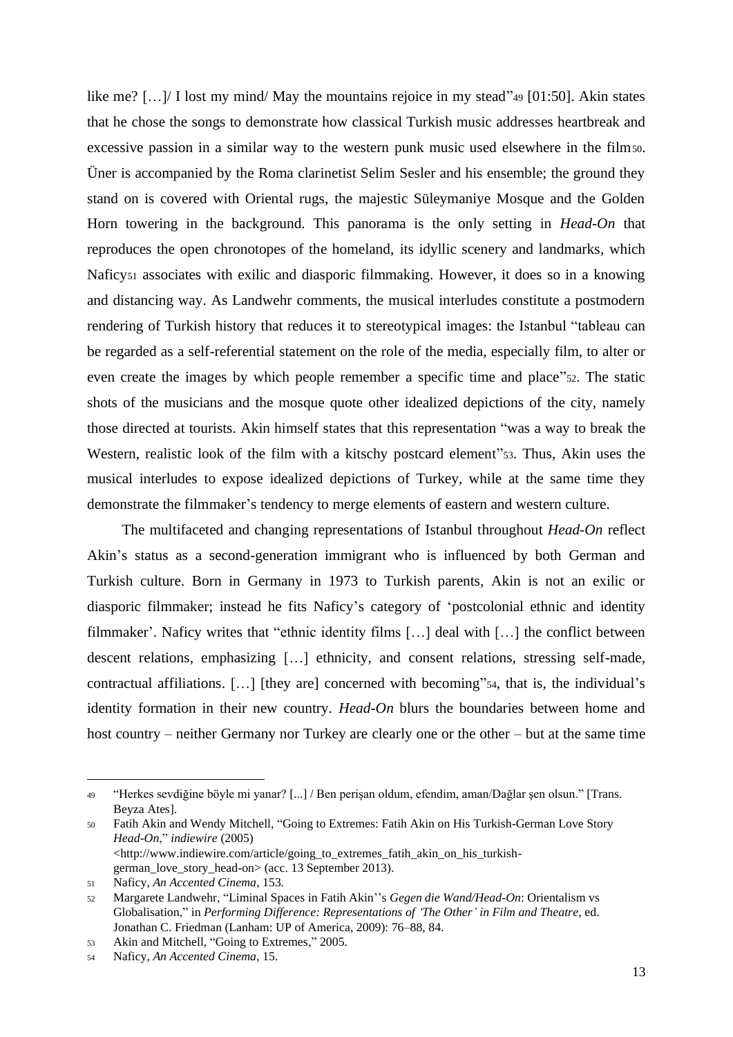like me? […]/ I lost my mind/ May the mountains rejoice in my stead"[49] [01:50]. Akin states that he chose the songs to demonstrate how classical Turkish music addresses heartbreak and excessive passion in a similar way to the western punk music used elsewhere in the film[50]. Üner is accompanied by the Roma clarinetist Selim Sesler and his ensemble; the ground they stand on is covered with Oriental rugs, the majestic Süleymaniye Mosque and the Golden Horn towering in the background. This panorama is the only setting in *Head-On* that reproduces the open chronotopes of the homeland, its idyllic scenery and landmarks, which Naficy[51] associates with exilic and diasporic filmmaking. However, it does so in a knowing and distancing way. As Landwehr comments, the musical interludes constitute a postmodern rendering of Turkish history that reduces it to stereotypical images: the Istanbul "tableau can be regarded as a self-referential statement on the role of the media, especially film, to alter or even create the images by which people remember a specific time and place"[52]. The static shots of the musicians and the mosque quote other idealized depictions of the city, namely those directed at tourists. Akin himself states that this representation "was a way to break the Western, realistic look of the film with a kitschy postcard element"[53]. Thus, Akin uses the musical interludes to expose idealized depictions of Turkey, while at the same time they demonstrate the filmmaker's tendency to merge elements of eastern and western culture.

The multifaceted and changing representations of Istanbul throughout *Head-On* reflect Akin's status as a second-generation immigrant who is influenced by both German and Turkish culture. Born in Germany in 1973 to Turkish parents, Akin is not an exilic or diasporic filmmaker; instead he fits Naficy's category of 'postcolonial ethnic and identity filmmaker'. Naficy writes that "ethnic identity films […] deal with […] the conflict between descent relations, emphasizing […] ethnicity, and consent relations, stressing self-made, contractual affiliations. […] [they are] concerned with becoming"[54], that is, the individual's identity formation in their new country. *Head-On* blurs the boundaries between home and host country – neither Germany nor Turkey are clearly one or the other – but at the same time

---

[49] "Herkes sevdiğine böyle mi yanar? [...] / Ben perişan oldum, efendim, aman/Dağlar şen olsun." [Trans. Beyza Ates].

[50] Fatih Akin and Wendy Mitchell, "Going to Extremes: Fatih Akin on His Turkish-German Love Story *Head-On*," *indiewire* (2005) <http://www.indiewire.com/article/going_to_extremes_fatih_akin_on_his_turkish-german_love_story_head-on> (acc. 13 September 2013).

[51] Naficy, *An Accented Cinema*, 153.

[52] Margarete Landwehr, "Liminal Spaces in Fatih Akin''s *Gegen die Wand/Head-On*: Orientalism vs Globalisation," in *Performing Difference: Representations of 'The Other' in Film and Theatre*, ed. Jonathan C. Friedman (Lanham: UP of America, 2009): 76–88, 84.

[53] Akin and Mitchell, "Going to Extremes," 2005.

[54] Naficy, *An Accented Cinema*, 15.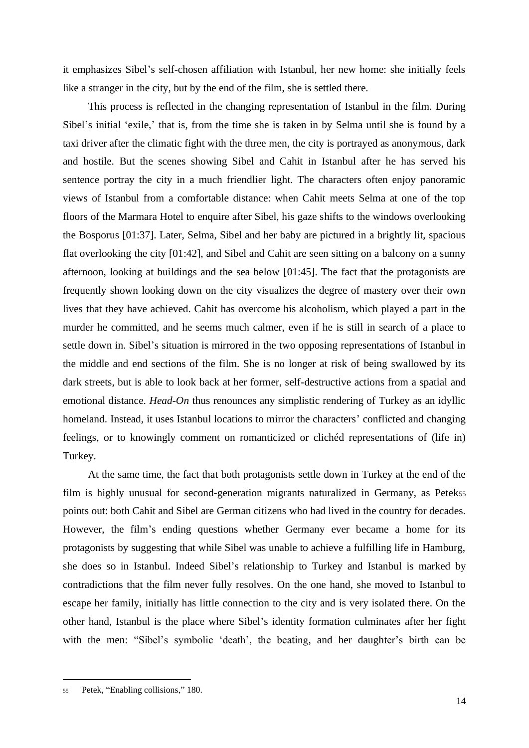it emphasizes Sibel's self-chosen affiliation with Istanbul, her new home: she initially feels like a stranger in the city, but by the end of the film, she is settled there.

This process is reflected in the changing representation of Istanbul in the film. During Sibel's initial 'exile,' that is, from the time she is taken in by Selma until she is found by a taxi driver after the climatic fight with the three men, the city is portrayed as anonymous, dark and hostile. But the scenes showing Sibel and Cahit in Istanbul after he has served his sentence portray the city in a much friendlier light. The characters often enjoy panoramic views of Istanbul from a comfortable distance: when Cahit meets Selma at one of the top floors of the Marmara Hotel to enquire after Sibel, his gaze shifts to the windows overlooking the Bosporus [01:37]. Later, Selma, Sibel and her baby are pictured in a brightly lit, spacious flat overlooking the city [01:42], and Sibel and Cahit are seen sitting on a balcony on a sunny afternoon, looking at buildings and the sea below [01:45]. The fact that the protagonists are frequently shown looking down on the city visualizes the degree of mastery over their own lives that they have achieved. Cahit has overcome his alcoholism, which played a part in the murder he committed, and he seems much calmer, even if he is still in search of a place to settle down in. Sibel's situation is mirrored in the two opposing representations of Istanbul in the middle and end sections of the film. She is no longer at risk of being swallowed by its dark streets, but is able to look back at her former, self-destructive actions from a spatial and emotional distance. *Head-On* thus renounces any simplistic rendering of Turkey as an idyllic homeland. Instead, it uses Istanbul locations to mirror the characters' conflicted and changing feelings, or to knowingly comment on romanticized or clichéd representations of (life in) Turkey.

At the same time, the fact that both protagonists settle down in Turkey at the end of the film is highly unusual for second-generation migrants naturalized in Germany, as Petek[55] points out: both Cahit and Sibel are German citizens who had lived in the country for decades. However, the film's ending questions whether Germany ever became a home for its protagonists by suggesting that while Sibel was unable to achieve a fulfilling life in Hamburg, she does so in Istanbul. Indeed Sibel's relationship to Turkey and Istanbul is marked by contradictions that the film never fully resolves. On the one hand, she moved to Istanbul to escape her family, initially has little connection to the city and is very isolated there. On the other hand, Istanbul is the place where Sibel's identity formation culminates after her fight with the men: "Sibel's symbolic 'death', the beating, and her daughter's birth can be

[55] Petek, "Enabling collisions," 180.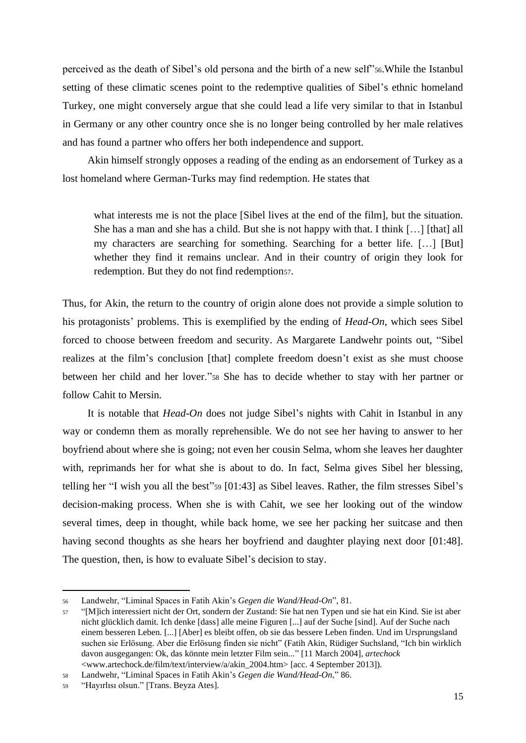perceived as the death of Sibel's old persona and the birth of a new self"[56].While the Istanbul setting of these climatic scenes point to the redemptive qualities of Sibel's ethnic homeland Turkey, one might conversely argue that she could lead a life very similar to that in Istanbul in Germany or any other country once she is no longer being controlled by her male relatives and has found a partner who offers her both independence and support.

Akin himself strongly opposes a reading of the ending as an endorsement of Turkey as a lost homeland where German-Turks may find redemption. He states that

> what interests me is not the place [Sibel lives at the end of the film], but the situation. She has a man and she has a child. But she is not happy with that. I think […] [that] all my characters are searching for something. Searching for a better life. […] [But] whether they find it remains unclear. And in their country of origin they look for redemption. But they do not find redemption[57].

Thus, for Akin, the return to the country of origin alone does not provide a simple solution to his protagonists' problems. This is exemplified by the ending of *Head-On*, which sees Sibel forced to choose between freedom and security. As Margarete Landwehr points out, "Sibel realizes at the film's conclusion [that] complete freedom doesn't exist as she must choose between her child and her lover."[58] She has to decide whether to stay with her partner or follow Cahit to Mersin.

It is notable that *Head-On* does not judge Sibel's nights with Cahit in Istanbul in any way or condemn them as morally reprehensible. We do not see her having to answer to her boyfriend about where she is going; not even her cousin Selma, whom she leaves her daughter with, reprimands her for what she is about to do. In fact, Selma gives Sibel her blessing, telling her "I wish you all the best"[59] [01:43] as Sibel leaves. Rather, the film stresses Sibel's decision-making process. When she is with Cahit, we see her looking out of the window several times, deep in thought, while back home, we see her packing her suitcase and then having second thoughts as she hears her boyfriend and daughter playing next door [01:48]. The question, then, is how to evaluate Sibel's decision to stay.

---

[56] Landwehr, "Liminal Spaces in Fatih Akin's *Gegen die Wand/Head-On*", 81.

[57] "[M]ich interessiert nicht der Ort, sondern der Zustand: Sie hat nen Typen und sie hat ein Kind. Sie ist aber nicht glücklich damit. Ich denke [dass] alle meine Figuren [...] auf der Suche [sind]. Auf der Suche nach einem besseren Leben. [...] [Aber] es bleibt offen, ob sie das bessere Leben finden. Und im Ursprungsland suchen sie Erlösung. Aber die Erlösung finden sie nicht" (Fatih Akin, Rüdiger Suchsland, "Ich bin wirklich davon ausgegangen: Ok, das könnte mein letzter Film sein..." [11 March 2004], *artechock* <www.artechock.de/film/text/interview/a/akin_2004.htm> [acc. 4 September 2013]).

[58] Landwehr, "Liminal Spaces in Fatih Akin's *Gegen die Wand/Head-On*," 86.

[59] "Hayırlısı olsun." [Trans. Beyza Ates].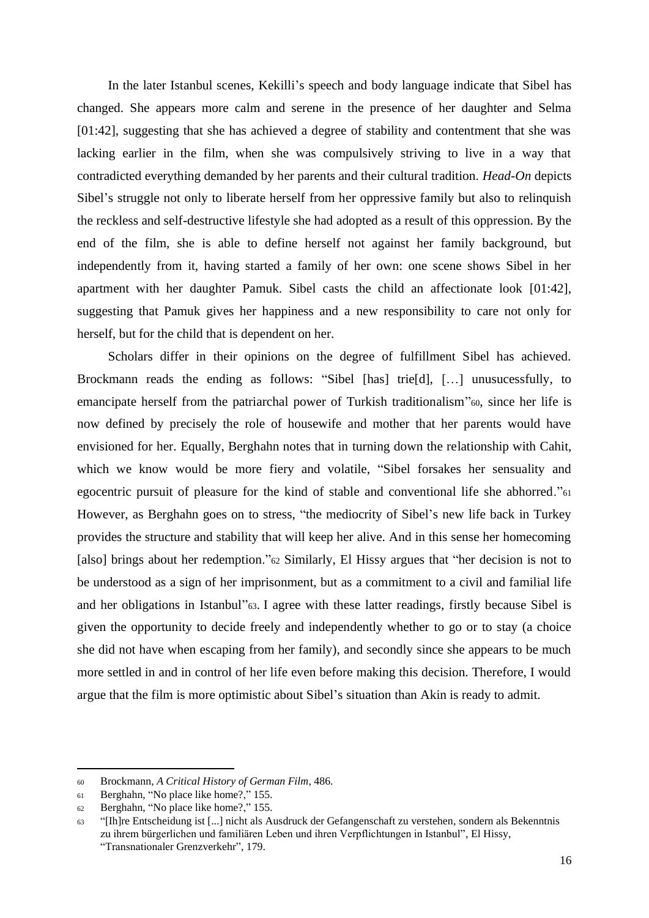In the later Istanbul scenes, Kekilli's speech and body language indicate that Sibel has changed. She appears more calm and serene in the presence of her daughter and Selma [01:42], suggesting that she has achieved a degree of stability and contentment that she was lacking earlier in the film, when she was compulsively striving to live in a way that contradicted everything demanded by her parents and their cultural tradition. *Head-On* depicts Sibel's struggle not only to liberate herself from her oppressive family but also to relinquish the reckless and self-destructive lifestyle she had adopted as a result of this oppression. By the end of the film, she is able to define herself not against her family background, but independently from it, having started a family of her own: one scene shows Sibel in her apartment with her daughter Pamuk. Sibel casts the child an affectionate look [01:42], suggesting that Pamuk gives her happiness and a new responsibility to care not only for herself, but for the child that is dependent on her.

Scholars differ in their opinions on the degree of fulfillment Sibel has achieved. Brockmann reads the ending as follows: "Sibel [has] trie[d], […] unusucessfully, to emancipate herself from the patriarchal power of Turkish traditionalism"[60], since her life is now defined by precisely the role of housewife and mother that her parents would have envisioned for her. Equally, Berghahn notes that in turning down the relationship with Cahit, which we know would be more fiery and volatile, "Sibel forsakes her sensuality and egocentric pursuit of pleasure for the kind of stable and conventional life she abhorred."[61] However, as Berghahn goes on to stress, "the mediocrity of Sibel's new life back in Turkey provides the structure and stability that will keep her alive. And in this sense her homecoming [also] brings about her redemption."[62] Similarly, El Hissy argues that "her decision is not to be understood as a sign of her imprisonment, but as a commitment to a civil and familial life and her obligations in Istanbul"[63]. I agree with these latter readings, firstly because Sibel is given the opportunity to decide freely and independently whether to go or to stay (a choice she did not have when escaping from her family), and secondly since she appears to be much more settled in and in control of her life even before making this decision. Therefore, I would argue that the film is more optimistic about Sibel's situation than Akin is ready to admit.

---

[60] Brockmann, *A Critical History of German Film*, 486.

[61] Berghahn, "No place like home?," 155.

[62] Berghahn, "No place like home?," 155.

[63] "[Ih]re Entscheidung ist [...] nicht als Ausdruck der Gefangenschaft zu verstehen, sondern als Bekenntnis zu ihrem bürgerlichen und familiären Leben und ihren Verpflichtungen in Istanbul", El Hissy, "Transnationaler Grenzverkehr", 179.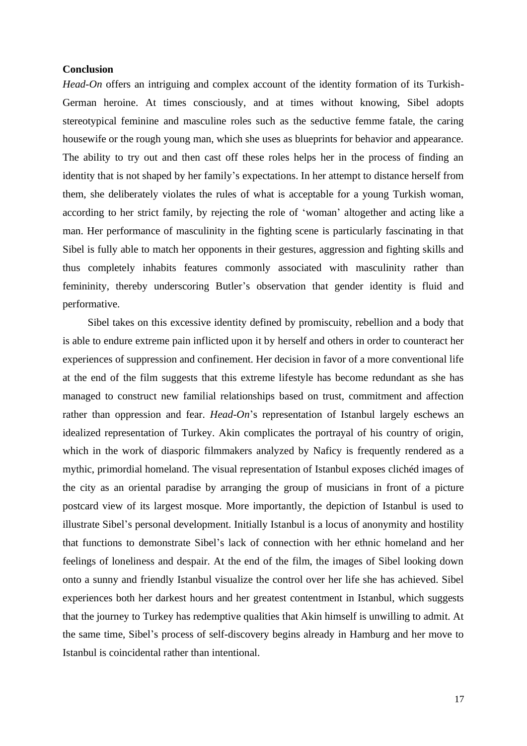## Conclusion

*Head-On* offers an intriguing and complex account of the identity formation of its Turkish-German heroine. At times consciously, and at times without knowing, Sibel adopts stereotypical feminine and masculine roles such as the seductive femme fatale, the caring housewife or the rough young man, which she uses as blueprints for behavior and appearance. The ability to try out and then cast off these roles helps her in the process of finding an identity that is not shaped by her family's expectations. In her attempt to distance herself from them, she deliberately violates the rules of what is acceptable for a young Turkish woman, according to her strict family, by rejecting the role of 'woman' altogether and acting like a man. Her performance of masculinity in the fighting scene is particularly fascinating in that Sibel is fully able to match her opponents in their gestures, aggression and fighting skills and thus completely inhabits features commonly associated with masculinity rather than femininity, thereby underscoring Butler's observation that gender identity is fluid and performative.

Sibel takes on this excessive identity defined by promiscuity, rebellion and a body that is able to endure extreme pain inflicted upon it by herself and others in order to counteract her experiences of suppression and confinement. Her decision in favor of a more conventional life at the end of the film suggests that this extreme lifestyle has become redundant as she has managed to construct new familial relationships based on trust, commitment and affection rather than oppression and fear. *Head-On*'s representation of Istanbul largely eschews an idealized representation of Turkey. Akin complicates the portrayal of his country of origin, which in the work of diasporic filmmakers analyzed by Naficy is frequently rendered as a mythic, primordial homeland. The visual representation of Istanbul exposes clichéd images of the city as an oriental paradise by arranging the group of musicians in front of a picture postcard view of its largest mosque. More importantly, the depiction of Istanbul is used to illustrate Sibel's personal development. Initially Istanbul is a locus of anonymity and hostility that functions to demonstrate Sibel's lack of connection with her ethnic homeland and her feelings of loneliness and despair. At the end of the film, the images of Sibel looking down onto a sunny and friendly Istanbul visualize the control over her life she has achieved. Sibel experiences both her darkest hours and her greatest contentment in Istanbul, which suggests that the journey to Turkey has redemptive qualities that Akin himself is unwilling to admit. At the same time, Sibel's process of self-discovery begins already in Hamburg and her move to Istanbul is coincidental rather than intentional.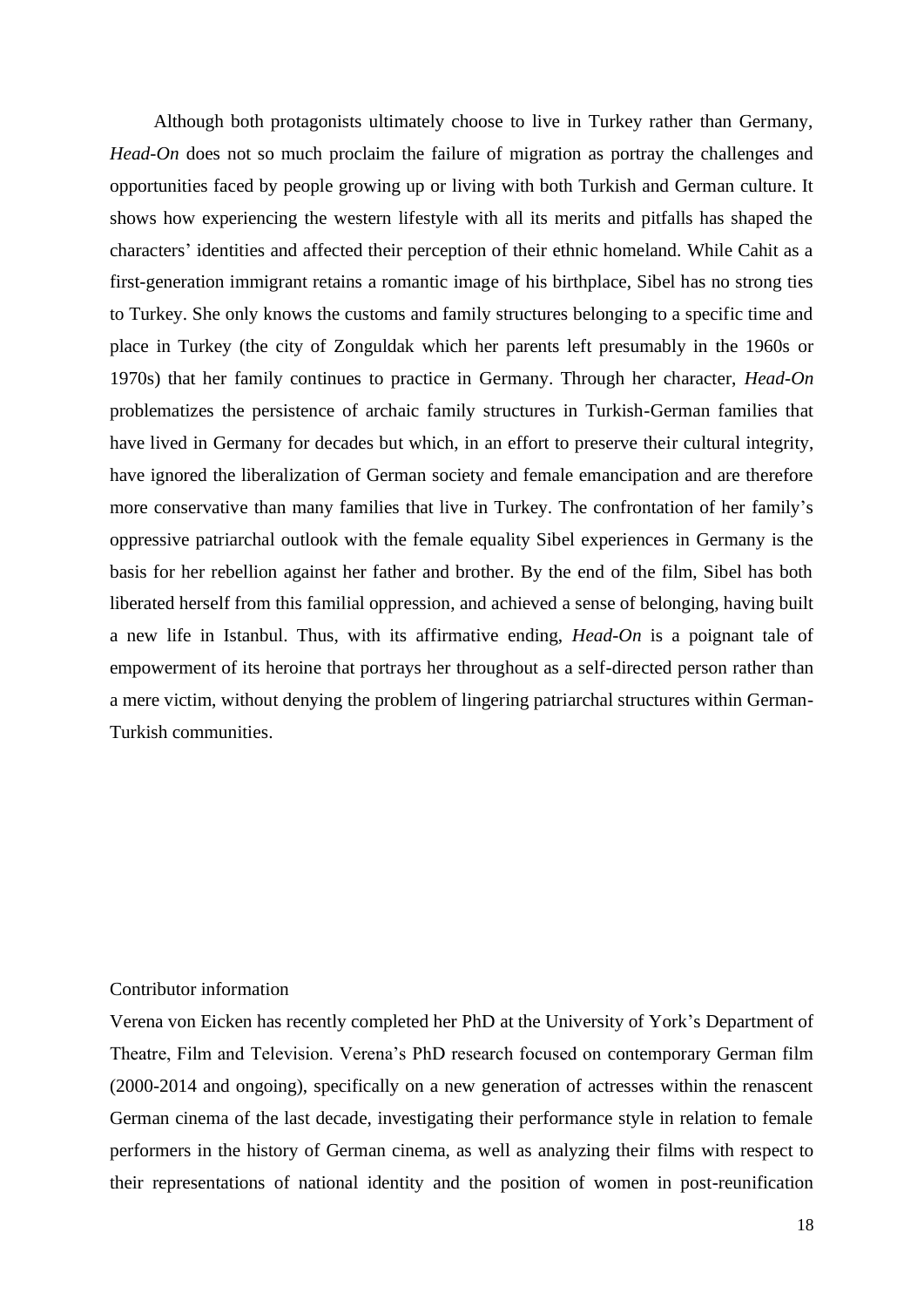Although both protagonists ultimately choose to live in Turkey rather than Germany, *Head-On* does not so much proclaim the failure of migration as portray the challenges and opportunities faced by people growing up or living with both Turkish and German culture. It shows how experiencing the western lifestyle with all its merits and pitfalls has shaped the characters' identities and affected their perception of their ethnic homeland. While Cahit as a first-generation immigrant retains a romantic image of his birthplace, Sibel has no strong ties to Turkey. She only knows the customs and family structures belonging to a specific time and place in Turkey (the city of Zonguldak which her parents left presumably in the 1960s or 1970s) that her family continues to practice in Germany. Through her character, *Head-On* problematizes the persistence of archaic family structures in Turkish-German families that have lived in Germany for decades but which, in an effort to preserve their cultural integrity, have ignored the liberalization of German society and female emancipation and are therefore more conservative than many families that live in Turkey. The confrontation of her family's oppressive patriarchal outlook with the female equality Sibel experiences in Germany is the basis for her rebellion against her father and brother. By the end of the film, Sibel has both liberated herself from this familial oppression, and achieved a sense of belonging, having built a new life in Istanbul. Thus, with its affirmative ending, *Head-On* is a poignant tale of empowerment of its heroine that portrays her throughout as a self-directed person rather than a mere victim, without denying the problem of lingering patriarchal structures within German-Turkish communities.

Contributor information

Verena von Eicken has recently completed her PhD at the University of York's Department of Theatre, Film and Television. Verena's PhD research focused on contemporary German film (2000-2014 and ongoing), specifically on a new generation of actresses within the renascent German cinema of the last decade, investigating their performance style in relation to female performers in the history of German cinema, as well as analyzing their films with respect to their representations of national identity and the position of women in post-reunification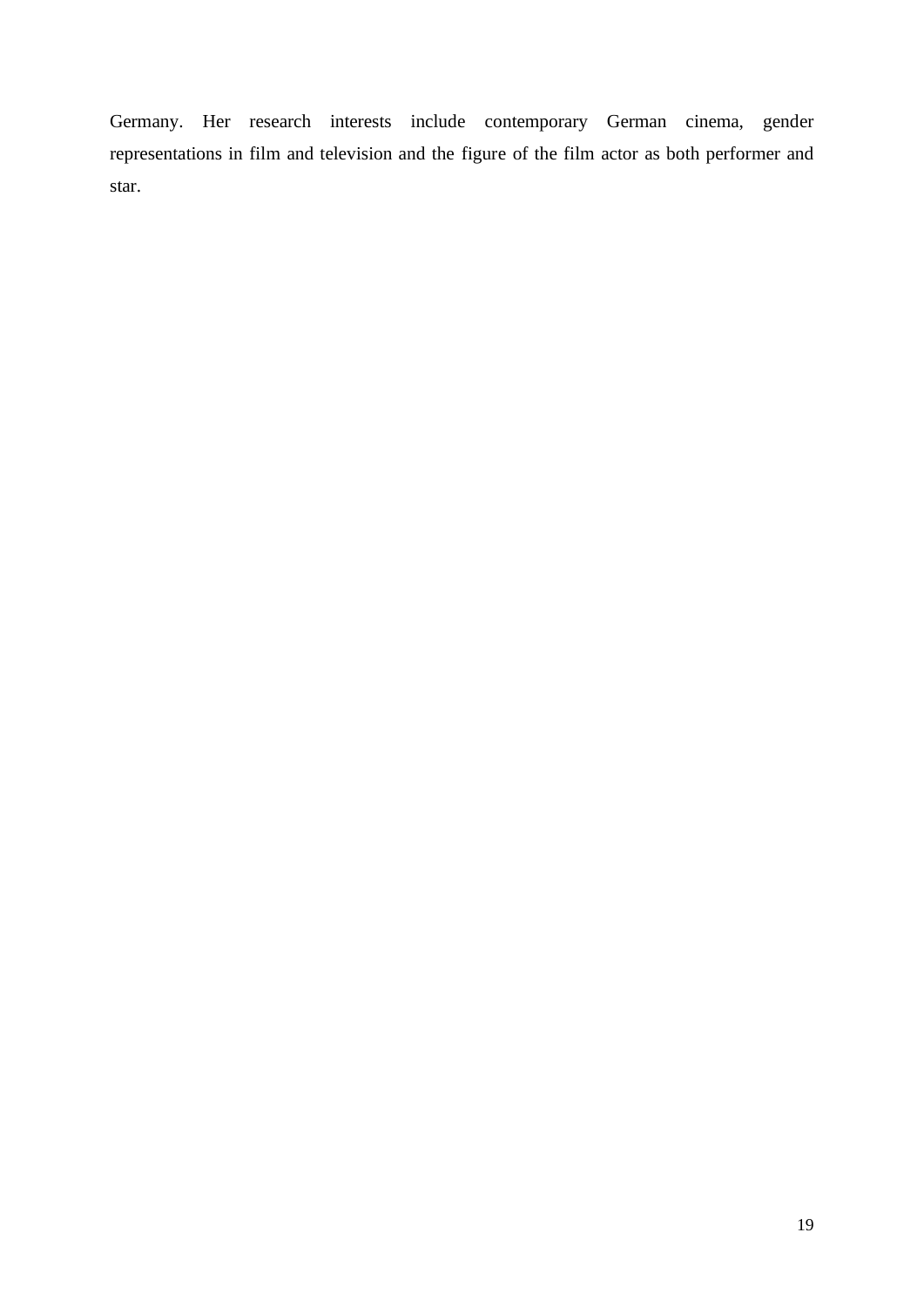Germany. Her research interests include contemporary German cinema, gender representations in film and television and the figure of the film actor as both performer and star.